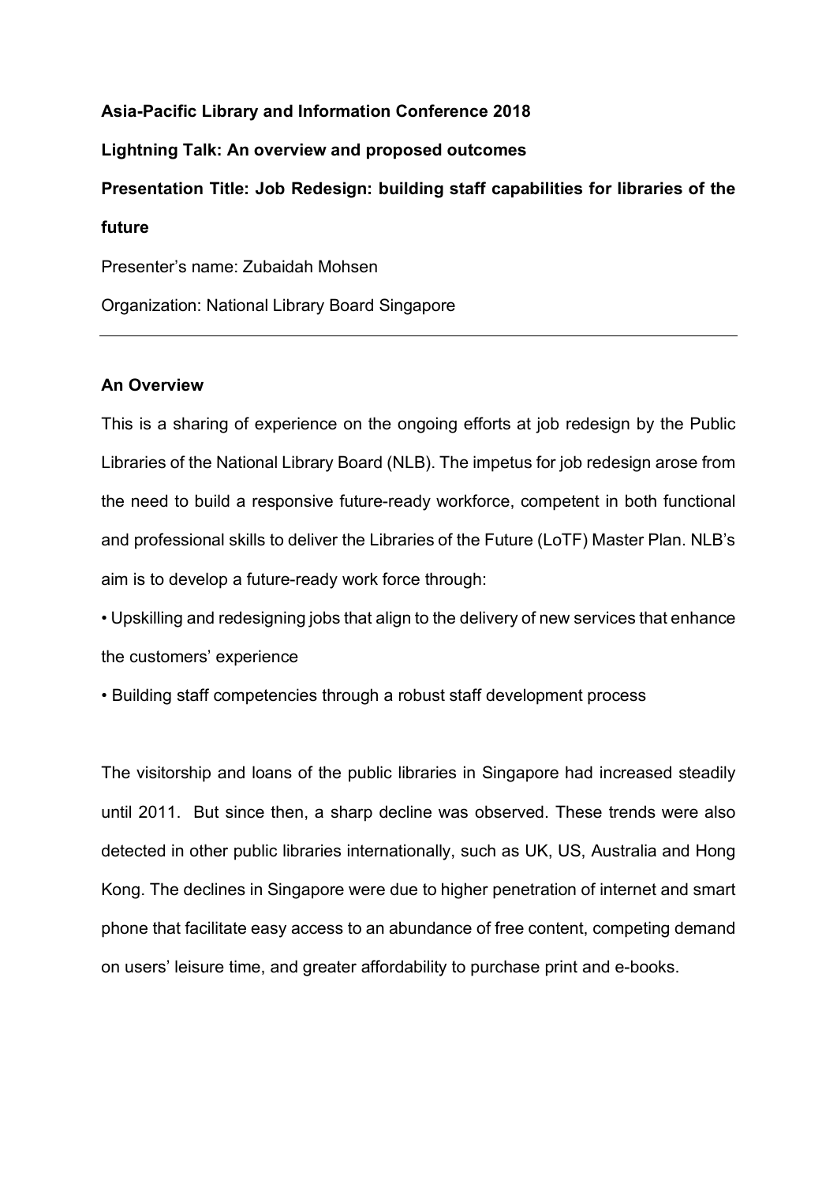**Asia-Pacific Library and Information Conference 2018**

**Lightning Talk: An overview and proposed outcomes**

**Presentation Title: Job Redesign: building staff capabilities for libraries of the future**

Presenter's name: Zubaidah Mohsen

Organization: National Library Board Singapore

---

## An Overview

This is a sharing of experience on the ongoing efforts at job redesign by the Public Libraries of the National Library Board (NLB). The impetus for job redesign arose from the need to build a responsive future-ready workforce, competent in both functional and professional skills to deliver the Libraries of the Future (LoTF) Master Plan. NLB's aim is to develop a future-ready work force through:

- Upskilling and redesigning jobs that align to the delivery of new services that enhance the customers' experience
- Building staff competencies through a robust staff development process

The visitorship and loans of the public libraries in Singapore had increased steadily until 2011. But since then, a sharp decline was observed. These trends were also detected in other public libraries internationally, such as UK, US, Australia and Hong Kong. The declines in Singapore were due to higher penetration of internet and smart phone that facilitate easy access to an abundance of free content, competing demand on users' leisure time, and greater affordability to purchase print and e-books.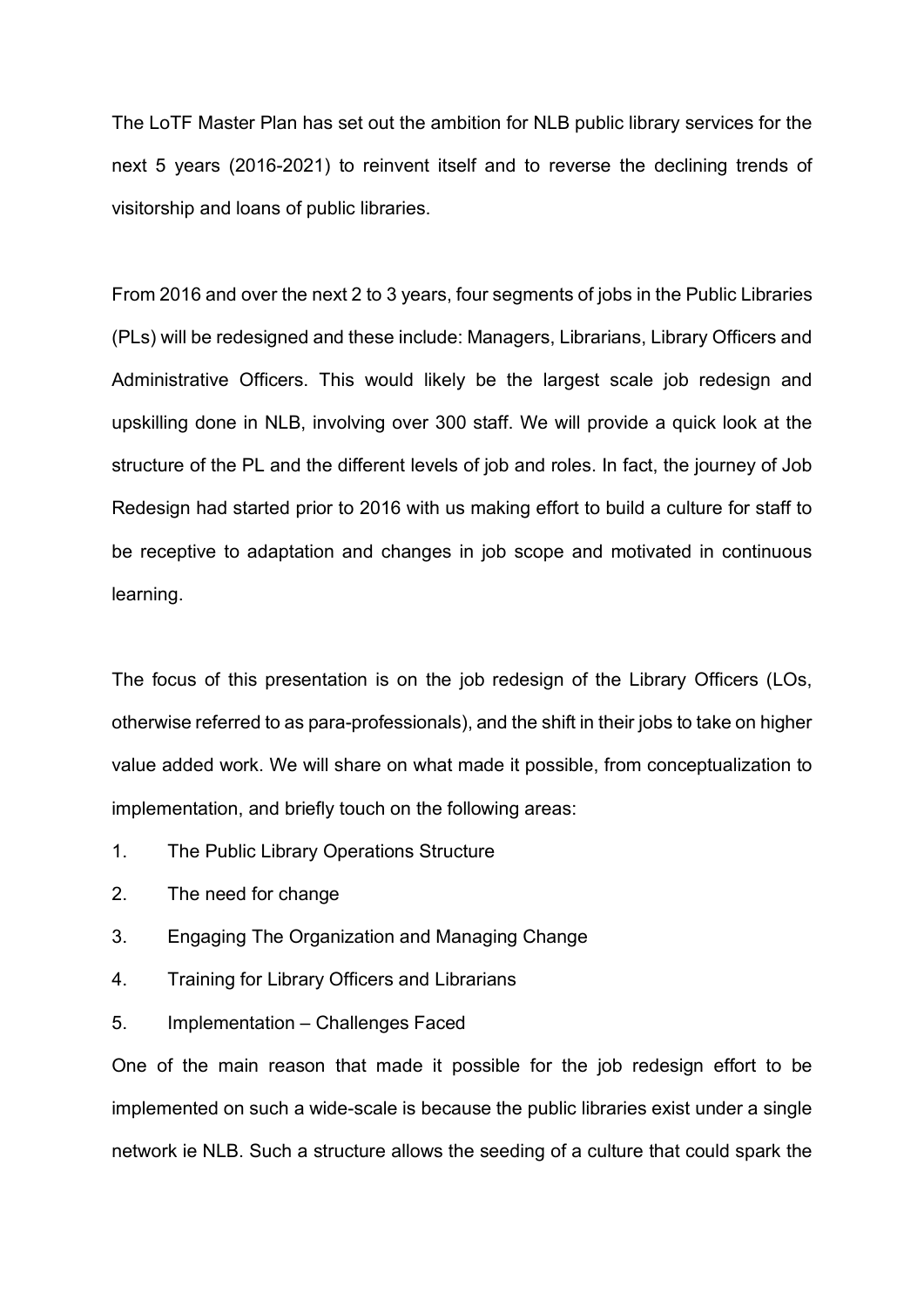The LoTF Master Plan has set out the ambition for NLB public library services for the next 5 years (2016-2021) to reinvent itself and to reverse the declining trends of visitorship and loans of public libraries.

From 2016 and over the next 2 to 3 years, four segments of jobs in the Public Libraries (PLs) will be redesigned and these include: Managers, Librarians, Library Officers and Administrative Officers. This would likely be the largest scale job redesign and upskilling done in NLB, involving over 300 staff. We will provide a quick look at the structure of the PL and the different levels of job and roles. In fact, the journey of Job Redesign had started prior to 2016 with us making effort to build a culture for staff to be receptive to adaptation and changes in job scope and motivated in continuous learning.

The focus of this presentation is on the job redesign of the Library Officers (LOs, otherwise referred to as para-professionals), and the shift in their jobs to take on higher value added work. We will share on what made it possible, from conceptualization to implementation, and briefly touch on the following areas:

1. The Public Library Operations Structure
2. The need for change
3. Engaging The Organization and Managing Change
4. Training for Library Officers and Librarians
5. Implementation – Challenges Faced

One of the main reason that made it possible for the job redesign effort to be implemented on such a wide-scale is because the public libraries exist under a single network ie NLB. Such a structure allows the seeding of a culture that could spark the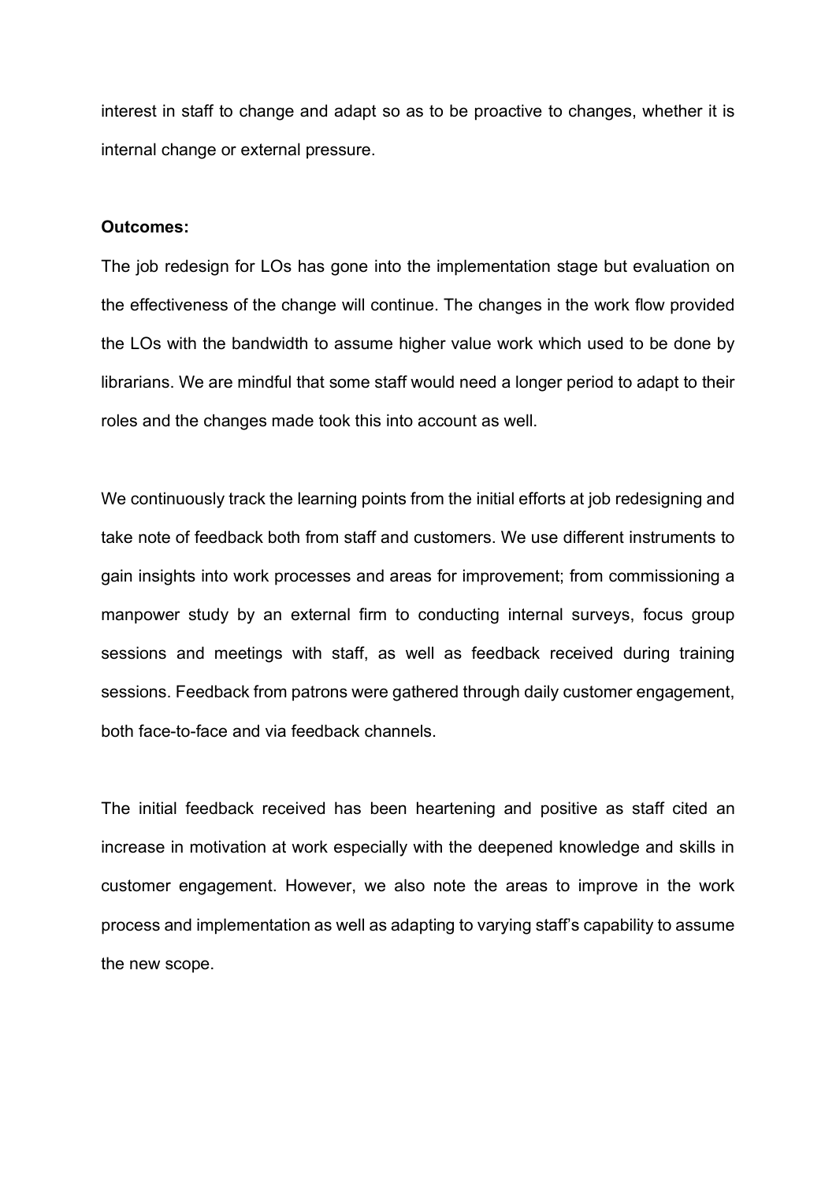interest in staff to change and adapt so as to be proactive to changes, whether it is internal change or external pressure.

**Outcomes:**

The job redesign for LOs has gone into the implementation stage but evaluation on the effectiveness of the change will continue. The changes in the work flow provided the LOs with the bandwidth to assume higher value work which used to be done by librarians. We are mindful that some staff would need a longer period to adapt to their roles and the changes made took this into account as well.

We continuously track the learning points from the initial efforts at job redesigning and take note of feedback both from staff and customers. We use different instruments to gain insights into work processes and areas for improvement; from commissioning a manpower study by an external firm to conducting internal surveys, focus group sessions and meetings with staff, as well as feedback received during training sessions. Feedback from patrons were gathered through daily customer engagement, both face-to-face and via feedback channels.

The initial feedback received has been heartening and positive as staff cited an increase in motivation at work especially with the deepened knowledge and skills in customer engagement. However, we also note the areas to improve in the work process and implementation as well as adapting to varying staff's capability to assume the new scope.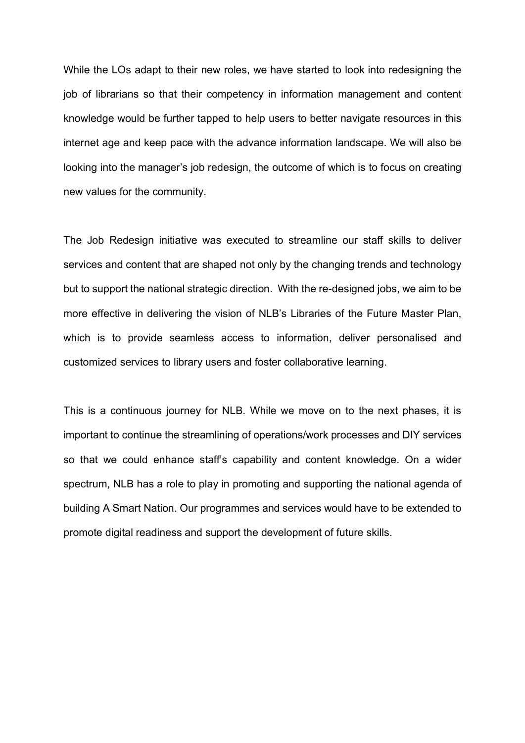While the LOs adapt to their new roles, we have started to look into redesigning the job of librarians so that their competency in information management and content knowledge would be further tapped to help users to better navigate resources in this internet age and keep pace with the advance information landscape. We will also be looking into the manager's job redesign, the outcome of which is to focus on creating new values for the community.

The Job Redesign initiative was executed to streamline our staff skills to deliver services and content that are shaped not only by the changing trends and technology but to support the national strategic direction. With the re-designed jobs, we aim to be more effective in delivering the vision of NLB's Libraries of the Future Master Plan, which is to provide seamless access to information, deliver personalised and customized services to library users and foster collaborative learning.

This is a continuous journey for NLB. While we move on to the next phases, it is important to continue the streamlining of operations/work processes and DIY services so that we could enhance staff's capability and content knowledge. On a wider spectrum, NLB has a role to play in promoting and supporting the national agenda of building A Smart Nation. Our programmes and services would have to be extended to promote digital readiness and support the development of future skills.